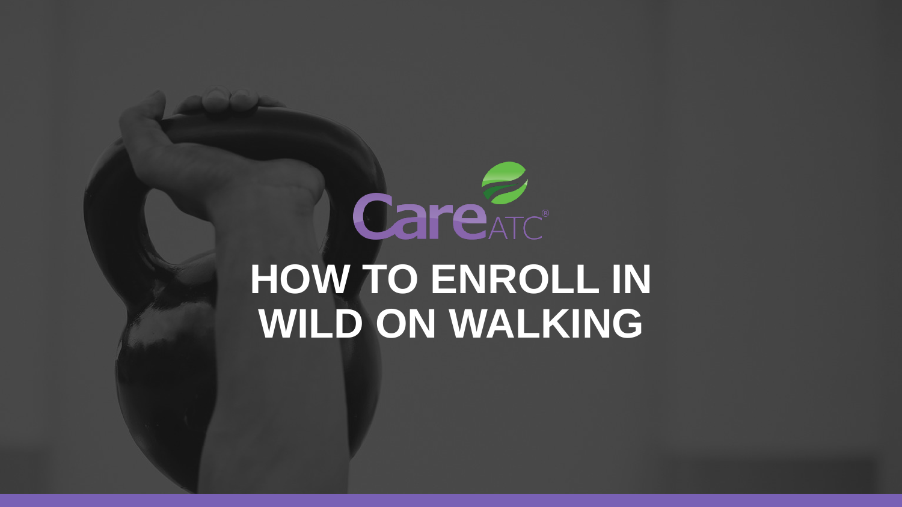CareATC®

# HOW TO ENROLL IN WILD ON WALKING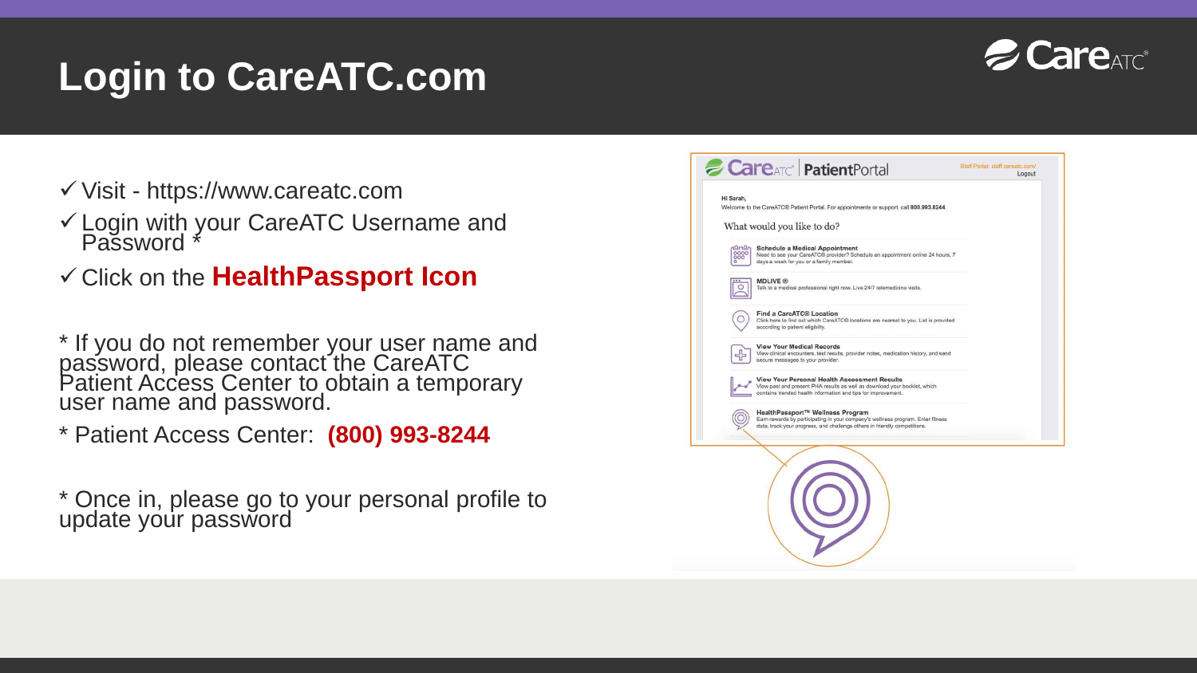# Login to CareATC.com

- ✓ Visit - https://www.careatc.com
- ✓ Login with your CareATC Username and Password *
- ✓ Click on the **HealthPassport Icon**

* If you do not remember your user name and password, please contact the CareATC Patient Access Center to obtain a temporary user name and password.

* Patient Access Center: **(800) 993-8244**

* Once in, please go to your personal profile to update your password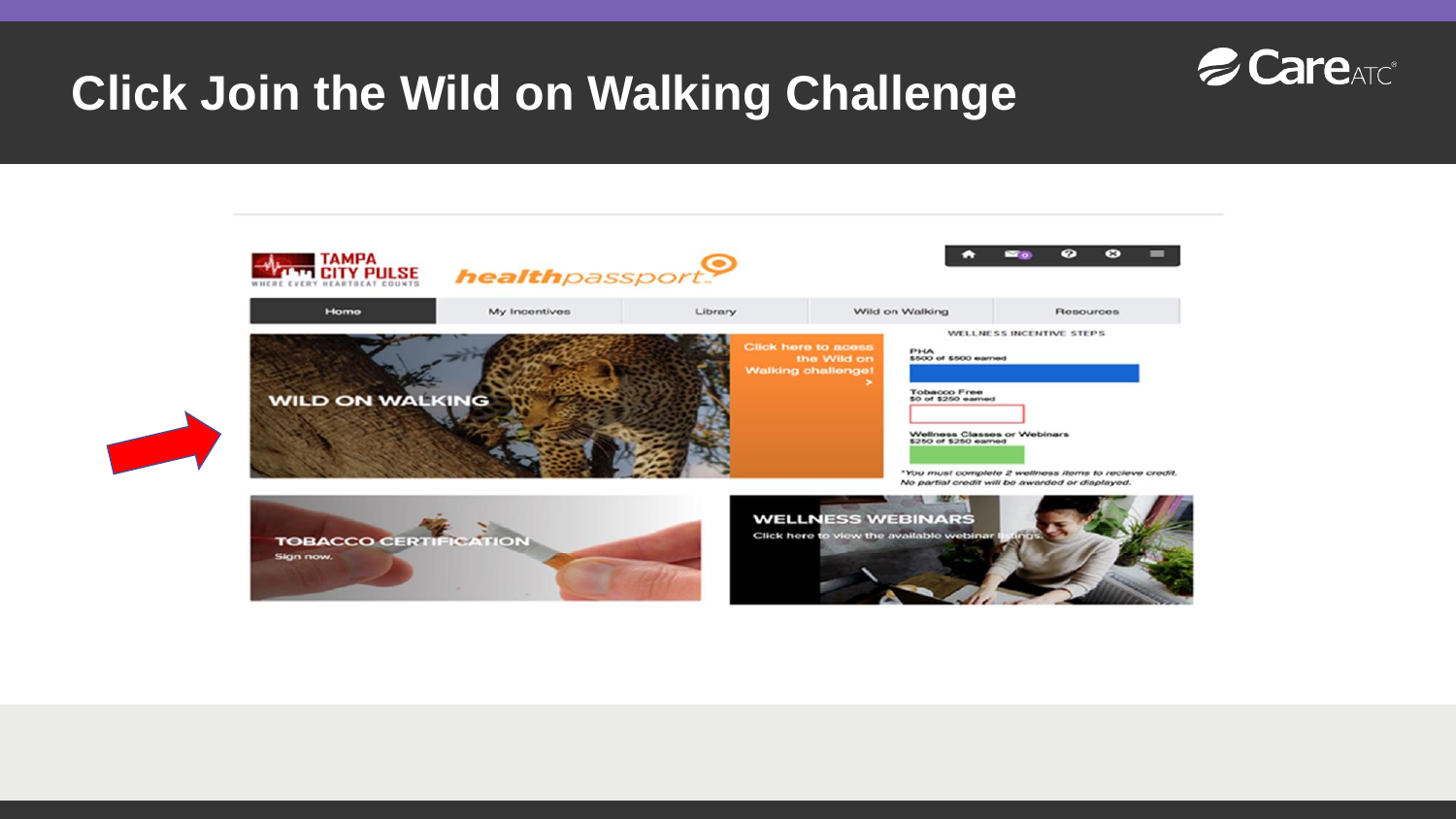# Click Join the Wild on Walking Challenge

TAMPA CITY PULSE
WHERE EVERY HEARTBEAT COUNTS

healthpassport

Home | My Incentives | Library | Wild on Walking | Resources

WILD ON WALKING

Click here to acess the Wild on Walking challenge!
>

WELLNESS INCENTIVE STEPS

PHA
$500 of $500 earned

Tobacco Free
$0 of $250 earned

Wellness Classes or Webinars
$250 of $250 earned

*You must complete 2 wellness items to recieve credit. No partial credit will be awarded or displayed.

TOBACCO CERTIFICATION
Sign now.

WELLNESS WEBINARS
Click here to view the available webinar listings.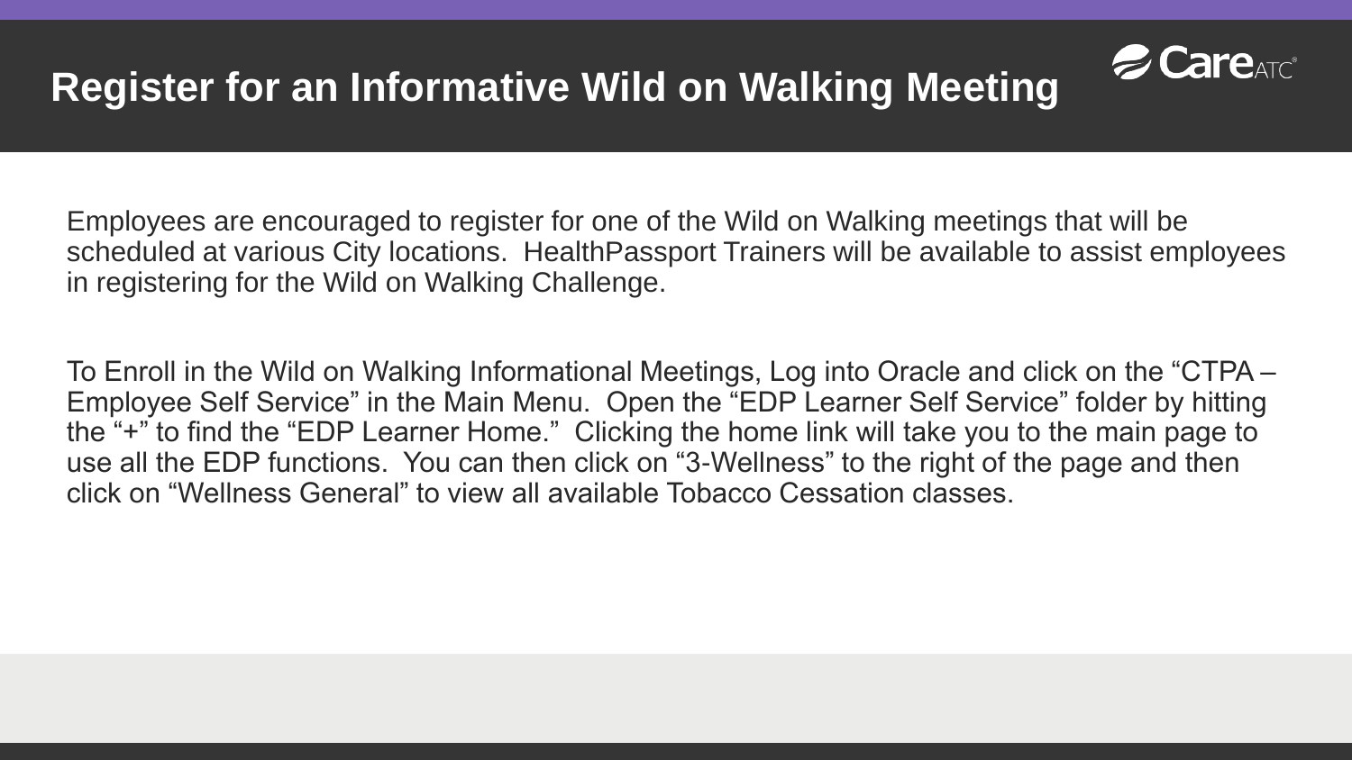# Register for an Informative Wild on Walking Meeting

Employees are encouraged to register for one of the Wild on Walking meetings that will be scheduled at various City locations. HealthPassport Trainers will be available to assist employees in registering for the Wild on Walking Challenge.

To Enroll in the Wild on Walking Informational Meetings, Log into Oracle and click on the "CTPA – Employee Self Service" in the Main Menu. Open the "EDP Learner Self Service" folder by hitting the "+" to find the "EDP Learner Home." Clicking the home link will take you to the main page to use all the EDP functions. You can then click on "3-Wellness" to the right of the page and then click on "Wellness General" to view all available Tobacco Cessation classes.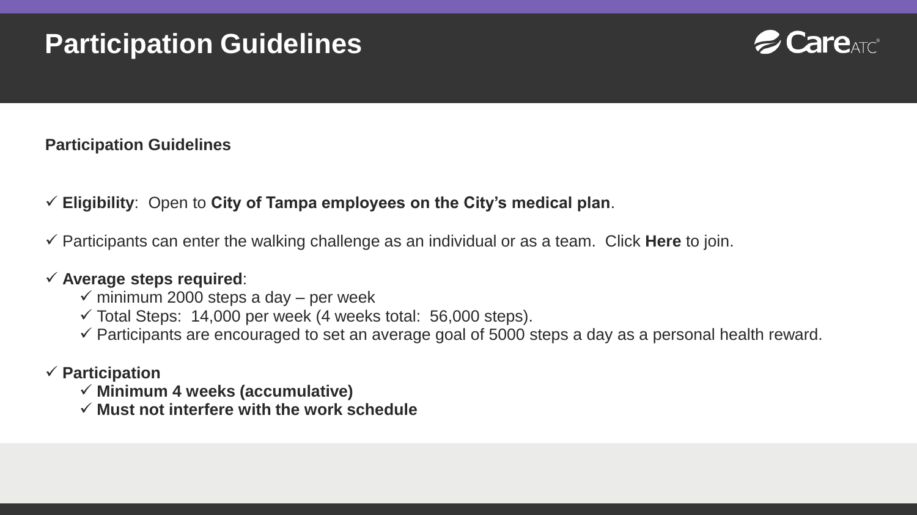# Participation Guidelines

**Participation Guidelines**

- ✓ **Eligibility**: Open to **City of Tampa employees on the City's medical plan**.

- ✓ Participants can enter the walking challenge as an individual or as a team. Click **Here** to join.

- ✓ **Average steps required**:
  - ✓ minimum 2000 steps a day – per week
  - ✓ Total Steps: 14,000 per week (4 weeks total: 56,000 steps).
  - ✓ Participants are encouraged to set an average goal of 5000 steps a day as a personal health reward.

- ✓ **Participation**
  - ✓ **Minimum 4 weeks (accumulative)**
  - ✓ **Must not interfere with the work schedule**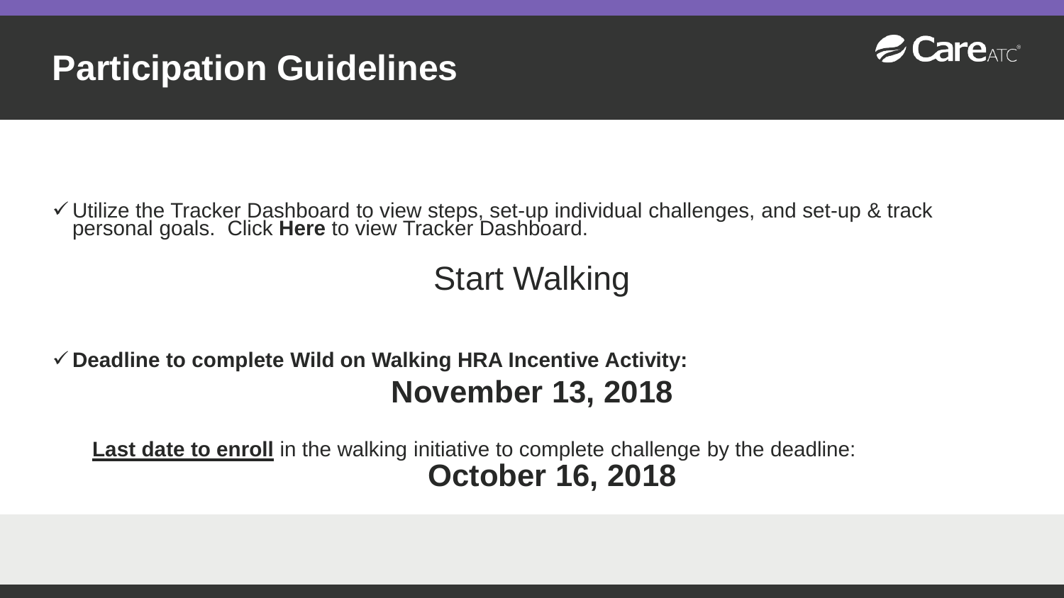# Participation Guidelines

- ✓ Utilize the Tracker Dashboard to view steps, set-up individual challenges, and set-up & track personal goals. Click **Here** to view Tracker Dashboard.

Start Walking

- ✓ **Deadline to complete Wild on Walking HRA Incentive Activity:**

**November 13, 2018**

**Last date to enroll** in the walking initiative to complete challenge by the deadline:

**October 16, 2018**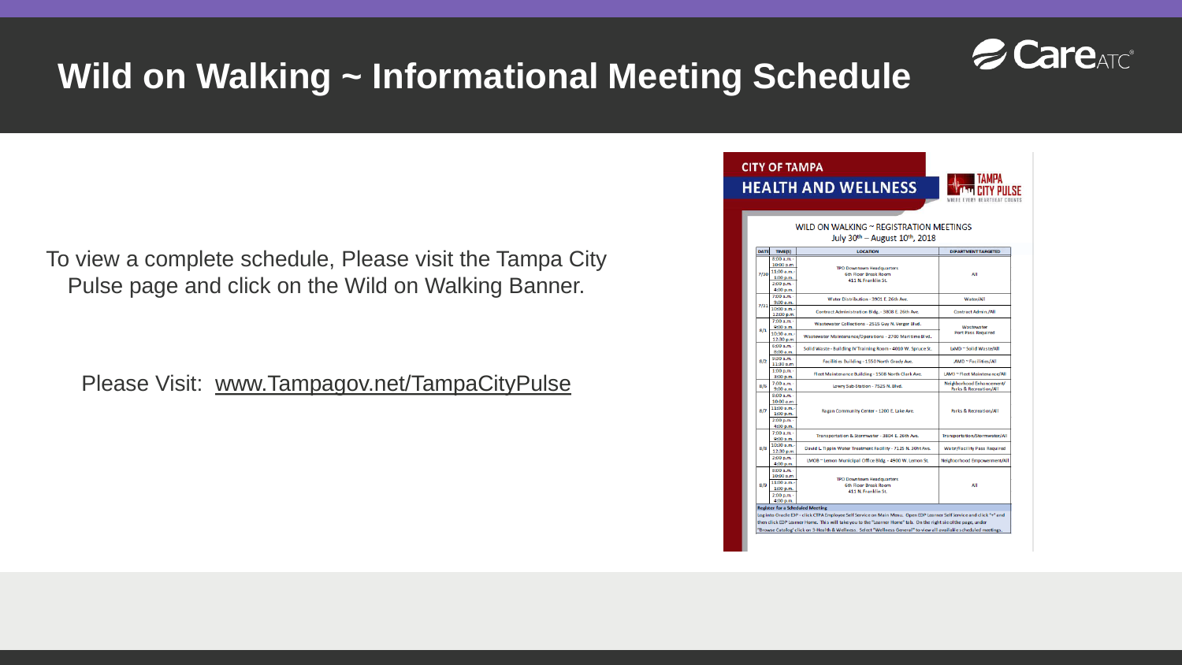# Wild on Walking ~ Informational Meeting Schedule

To view a complete schedule, Please visit the Tampa City Pulse page and click on the Wild on Walking Banner.

Please Visit: www.Tampagov.net/TampaCityPulse

CITY OF TAMPA

HEALTH AND WELLNESS

TAMPA CITY PULSE

WHERE EVERY HEARTBEAT COUNTS

WILD ON WALKING ~ REGISTRATION MEETINGS

July 30th – August 10th, 2018

| DATE | TIME(S) | LOCATION | DEPARTMENT TARGETED |
|---|---|---|---|
| 7/30 | 8:00 a.m. - 10:00 a.m. | TPD Downtown Headquarters 6th Floor Break Room 411 N. Franklin St. | All |
| | 11:00 a.m. - 1:00 p.m. | | |
| | 2:00 p.m. - 4:00 p.m. | | |
| 7/31 | 7:00 a.m. - 9:00 a.m. | Water Distribution - 3901 E. 26th Ave. | Water/All |
| | 10:00 a.m. - 12:00 p.m. | Contract Administration Bldg. - 3808 E. 26th Ave. | Contract Admin./All |
| 8/1 | 7:00 a.m. - 9:00 a.m. | Wastewater Collections - 2515 Guy N. Verger Blvd. | Wastewater Port Pass Required |
| | 10:30 a.m. - 12:30 p.m. | Wastewater Maintenance/Operations - 2700 Maritime Blvd. | |
| 8/2 | 6:00 a.m. - 8:00 a.m. | Solid Waste - Building IV Training Room - 4010 W. Spruce St. | LAMD ~ Solid Waste/All |
| | 9:00 a.m. - 11:30 a.m. | Facilities Building - 1550 North Grady Ave. | LAMD ~ Facilities/All |
| | 1:00 p.m. - 3:00 p.m. | Fleet Maintenance Building - 1508 North Clark Ave. | LAMD ~ Fleet Maintenance/All |
| 8/6 | 7:00 a.m. - 9:00 a.m. | Lowry Sub-Station - 7525 N. Blvd. | Neighborhood Enhancement/ Parks & Recreation/All |
| 8/7 | 8:00 a.m. - 10:00 a.m. | Ragan Community Center - 1200 E. Lake Ave. | Parks & Recreation/All |
| | 11:00 a.m. - 1:00 p.m. | | |
| | 2:00 p.m. - 4:00 p.m. | | |
| 8/8 | 7:00 a.m. - 9:00 a.m. | Transportation & Stormwater - 3804 E. 26th Ave. | Transportation/Stormwater/All |
| | 10:30 a.m. - 12:30 p.m. | David L. Tippin Water Treatment Facility - 7125 N. 30th Ave. | Water/Facility Pass Required |
| | 2:00 p.m. - 4:00 p.m. | LMOB ~ Lemon Municipal Office Bldg. - 4900 W. Lemon St. | Neighborhood Empowerment/All |
| 8/9 | 8:00 a.m. - 10:00 a.m. | TPD Downtown Headquarters 6th Floor Break Room 411 N. Franklin St. | All |
| | 11:00 a.m. - 1:00 p.m. | | |
| | 2:00 p.m. - 4:00 p.m. | | |

**Register for a Scheduled Meeting**

Log into Oracle EDP - click CTPA Employee Self Service on Main Menu. Open EDP Learner Self Service and click "+" and then click EDP Learner Home. This will take you to the "Learner Home" tab. On the right side of the page, under "Browse Catalog" click on 3-Health & Wellness. Select "Wellness General" to view all available scheduled meetings.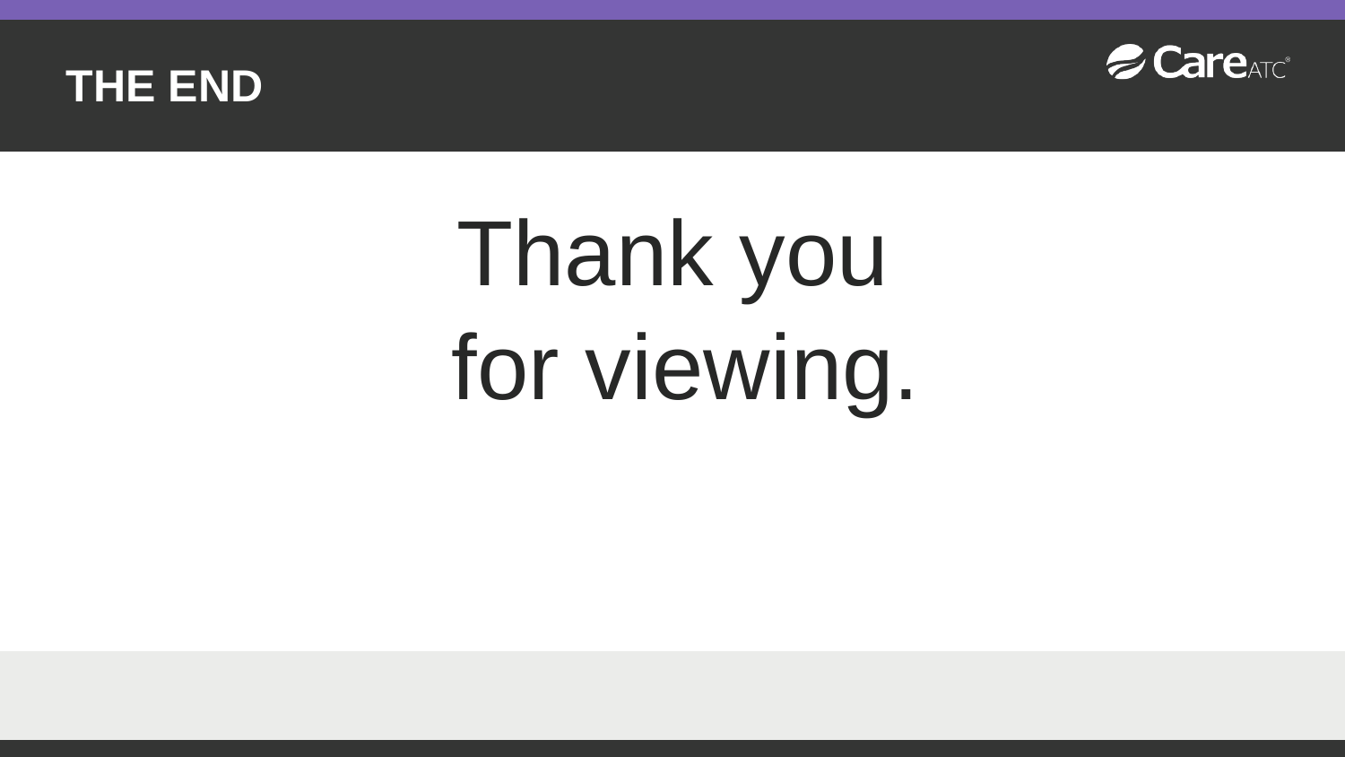# THE END

Thank you
for viewing.